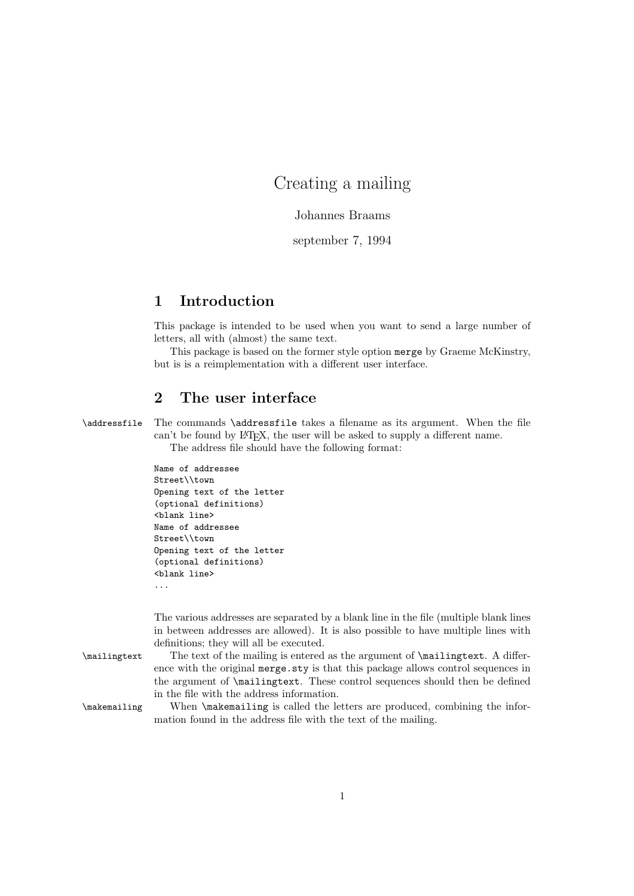# Creating a mailing

Johannes Braams

september 7, 1994

## 1 Introduction

This package is intended to be used when you want to send a large number of letters, all with (almost) the same text.

This package is based on the former style option `merge` by Graeme McKinstry, but is is a reimplementation with a different user interface.

## 2 The user interface

`\addressfile` The commands `\addressfile` takes a filename as its argument. When the file can't be found by LaTeX, the user will be asked to supply a different name.

The address file should have the following format:

```
Name of addressee
Street\\town
Opening text of the letter
(optional definitions)
<blank line>
Name of addressee
Street\\town
Opening text of the letter
(optional definitions)
<blank line>
...
```

The various addresses are separated by a blank line in the file (multiple blank lines in between addresses are allowed). It is also possible to have multiple lines with definitions; they will all be executed.

`\mailingtext` The text of the mailing is entered as the argument of `\mailingtext`. A difference with the original `merge.sty` is that this package allows control sequences in the argument of `\mailingtext`. These control sequences should then be defined in the file with the address information.

`\makemailing` When `\makemailing` is called the letters are produced, combining the information found in the address file with the text of the mailing.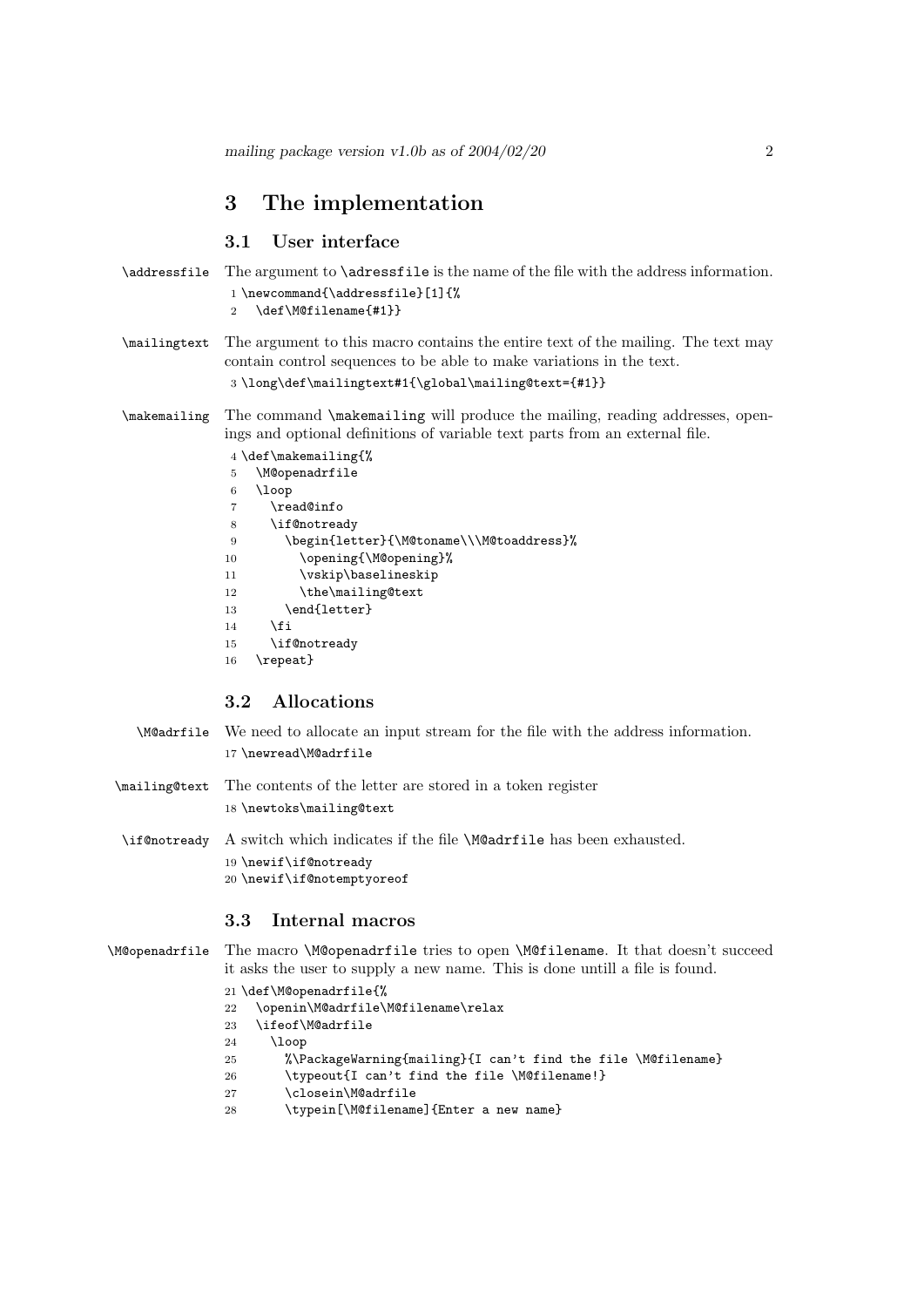## 3 The implementation

### 3.1 User interface

`\addressfile` The argument to `\adressfile` is the name of the file with the address information.

```
1 \newcommand{\addressfile}[1]{%
2   \def\M@filename{#1}}
```

`\mailingtext` The argument to this macro contains the entire text of the mailing. The text may contain control sequences to be able to make variations in the text.

```
3 \long\def\mailingtext#1{\global\mailing@text={#1}}
```

`\makemailing` The command `\makemailing` will produce the mailing, reading addresses, openings and optional definitions of variable text parts from an external file.

```
4 \def\makemailing{%
5   \M@openadrfile
6   \loop
7     \read@info
8     \if@notready
9       \begin{letter}{\M@toname\\\M@toaddress}%
10        \opening{\M@opening}%
11        \vskip\baselineskip
12        \the\mailing@text
13      \end{letter}
14    \fi
15    \if@notready
16  \repeat}
```

### 3.2 Allocations

`\M@adrfile` We need to allocate an input stream for the file with the address information.

```
17 \newread\M@adrfile
```

`\mailing@text` The contents of the letter are stored in a token register

```
18 \newtoks\mailing@text
```

`\if@notready` A switch which indicates if the file `\M@adrfile` has been exhausted.

```
19 \newif\if@notready
20 \newif\if@notemptyoreof
```

### 3.3 Internal macros

`\M@openadrfile` The macro `\M@openadrfile` tries to open `\M@filename`. It that doesn't succeed it asks the user to supply a new name. This is done untill a file is found.

```
21 \def\M@openadrfile{%
22   \openin\M@adrfile\M@filename\relax
23   \ifeof\M@adrfile
24     \loop
25       %\PackageWarning{mailing}{I can't find the file \M@filename}
26       \typeout{I can't find the file \M@filename!}
27       \closein\M@adrfile
28       \typein[\M@filename]{Enter a new name}
```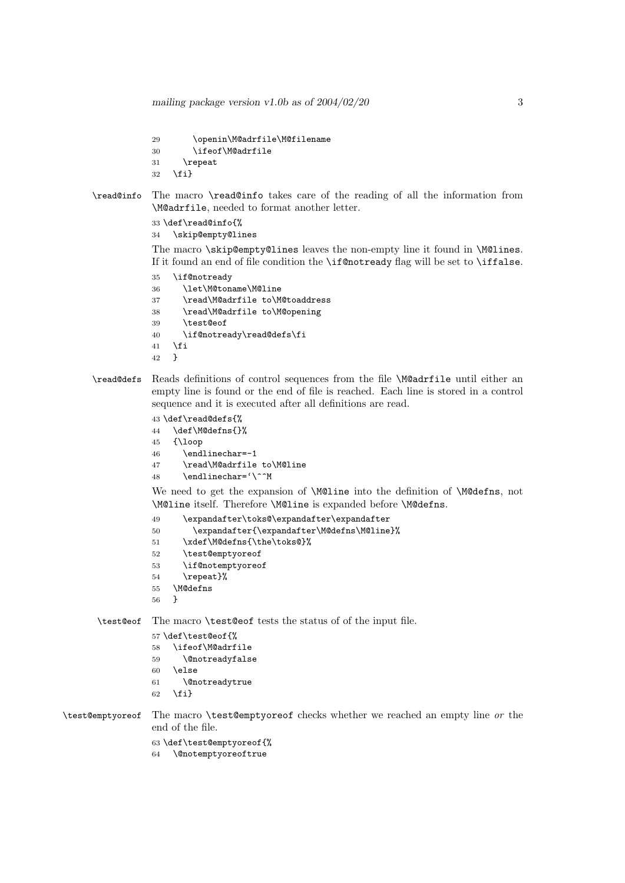```
29        \openin\M@adrfile\M@filename
30        \ifeof\M@adrfile
31      \repeat
32    \fi}
```

**\read@info** The macro `\read@info` takes care of the reading of all the information from `\M@adrfile`, needed to format another letter.

```
33 \def\read@info{%
34   \skip@empty@lines
```

The macro `\skip@empty@lines` leaves the non-empty line it found in `\M@lines`. If it found an end of file condition the `\if@notready` flag will be set to `\iffalse`.

```
35   \if@notready
36     \let\M@toname\M@line
37     \read\M@adrfile to\M@toaddress
38     \read\M@adrfile to\M@opening
39     \test@eof
40     \if@notready\read@defs\fi
41   \fi
42   }
```

**\read@defs** Reads definitions of control sequences from the file `\M@adrfile` until either an empty line is found or the end of file is reached. Each line is stored in a control sequence and it is executed after all definitions are read.

```
43 \def\read@defs{%
44   \def\M@defns{}%
45   {\loop
46      \endlinechar=-1
47      \read\M@adrfile to\M@line
48      \endlinechar=`\^^M
```

We need to get the expansion of `\M@line` into the definition of `\M@defns`, not `\M@line` itself. Therefore `\M@line` is expanded before `\M@defns`.

```
49      \expandafter\toks@\expandafter\expandafter
50        \expandafter{\expandafter\M@defns\M@line}%
51      \xdef\M@defns{\the\toks@}%
52      \test@emptyoreof
53      \if@notemptyoreof
54      \repeat}%
55   \M@defns
56   }
```

**\test@eof** The macro `\test@eof` tests the status of of the input file.

```
57 \def\test@eof{%
58   \ifeof\M@adrfile
59     \@notreadyfalse
60   \else
61     \@notreadytrue
62   \fi}
```

**\test@emptyoreof** The macro `\test@emptyoreof` checks whether we reached an empty line *or* the end of the file.

```
63 \def\test@emptyoreof{%
64   \@notemptyoreoftrue
```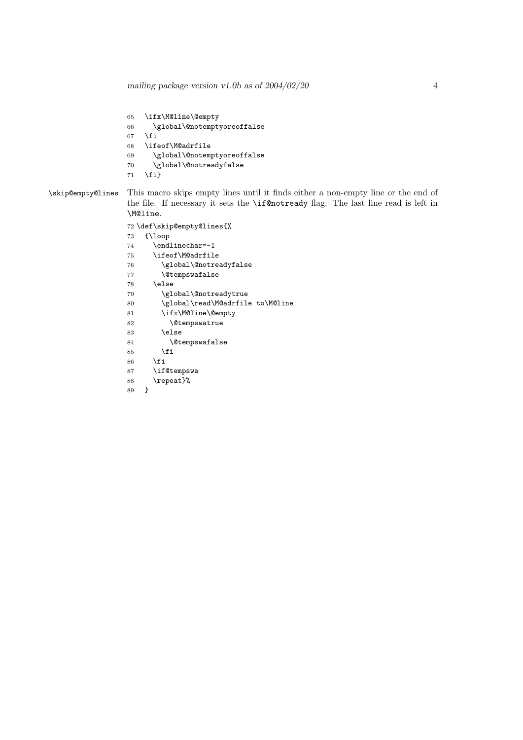```
65   \ifx\M@line\@empty
66     \global\@notemptyoreoffalse
67   \fi
68   \ifeof\M@adrfile
69     \global\@notemptyoreoffalse
70     \global\@notreadyfalse
71   \fi}
```

`\skip@empty@lines` This macro skips empty lines until it finds either a non-empty line or the end of the file. If necessary it sets the `\if@notready` flag. The last line read is left in `\M@line`.

```
72 \def\skip@empty@lines{%
73   {\loop
74     \endlinechar=-1
75     \ifeof\M@adrfile
76       \global\@notreadyfalse
77       \@tempswafalse
78     \else
79       \global\@notreadytrue
80       \global\read\M@adrfile to\M@line
81       \ifx\M@line\@empty
82         \@tempswatrue
83       \else
84         \@tempswafalse
85       \fi
86     \fi
87     \if@tempswa
88     \repeat}%
89   }
```